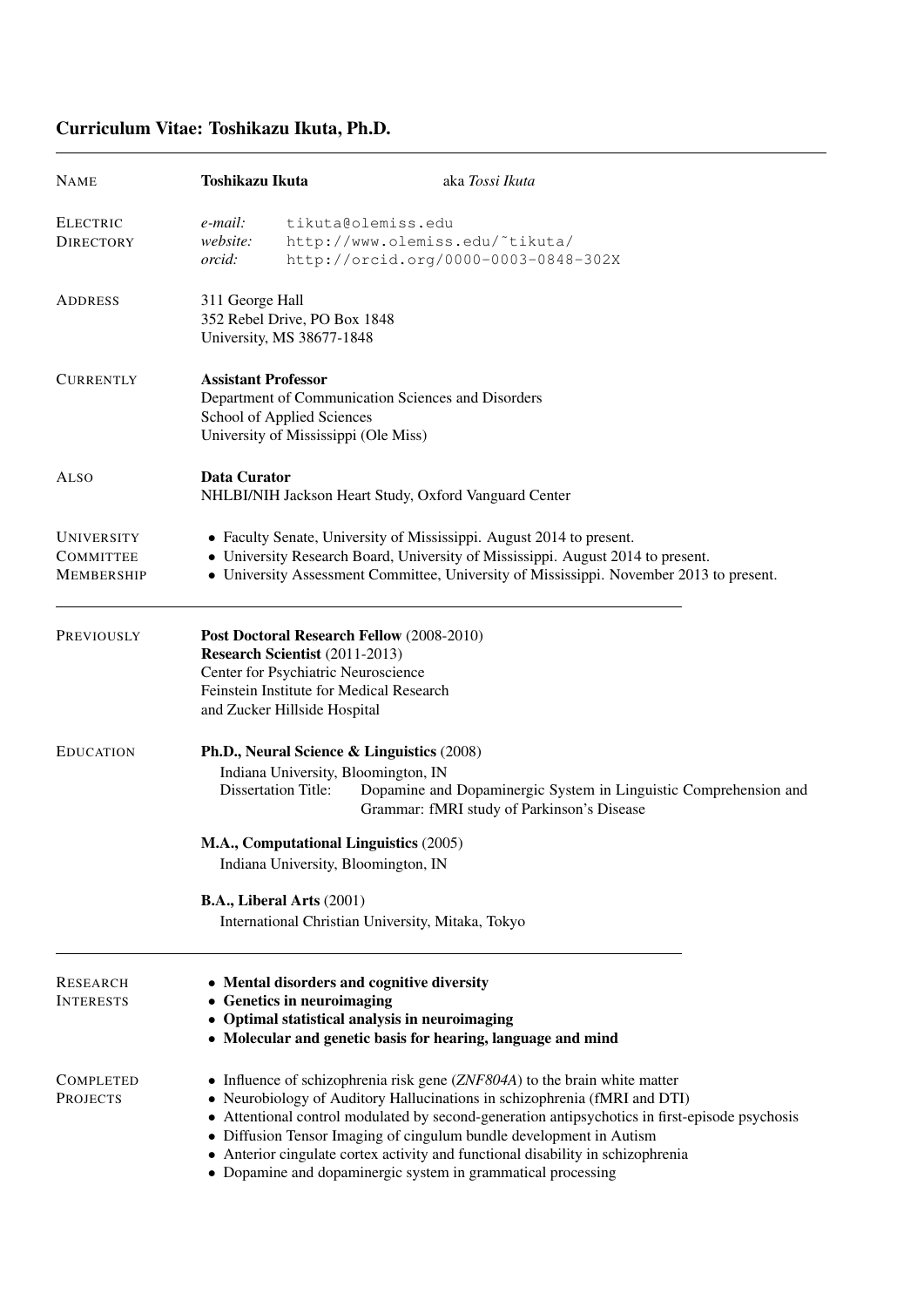## Curriculum Vitae: Toshikazu Ikuta, Ph.D.

---

**NAME**

**Toshikazu Ikuta** aka *Tossi Ikuta*

**ELECTRIC DIRECTORY**

*e-mail:* tikuta@olemiss.edu
*website:* http://www.olemiss.edu/~tikuta/
*orcid:* http://orcid.org/0000-0003-0848-302X

**ADDRESS**

311 George Hall
352 Rebel Drive, PO Box 1848
University, MS 38677-1848

**CURRENTLY**

**Assistant Professor**
Department of Communication Sciences and Disorders
School of Applied Sciences
University of Mississippi (Ole Miss)

**ALSO**

**Data Curator**
NHLBI/NIH Jackson Heart Study, Oxford Vanguard Center

**UNIVERSITY COMMITTEE MEMBERSHIP**

- Faculty Senate, University of Mississippi. August 2014 to present.
- University Research Board, University of Mississippi. August 2014 to present.
- University Assessment Committee, University of Mississippi. November 2013 to present.

---

**PREVIOUSLY**

**Post Doctoral Research Fellow** (2008-2010)
**Research Scientist** (2011-2013)
Center for Psychiatric Neuroscience
Feinstein Institute for Medical Research
and Zucker Hillside Hospital

**EDUCATION**

**Ph.D., Neural Science & Linguistics** (2008)
Indiana University, Bloomington, IN
Dissertation Title: Dopamine and Dopaminergic System in Linguistic Comprehension and Grammar: fMRI study of Parkinson's Disease

**M.A., Computational Linguistics** (2005)
Indiana University, Bloomington, IN

**B.A., Liberal Arts** (2001)
International Christian University, Mitaka, Tokyo

---

**RESEARCH INTERESTS**

- **Mental disorders and cognitive diversity**
- **Genetics in neuroimaging**
- **Optimal statistical analysis in neuroimaging**
- **Molecular and genetic basis for hearing, language and mind**

**COMPLETED PROJECTS**

- Influence of schizophrenia risk gene (*ZNF804A*) to the brain white matter
- Neurobiology of Auditory Hallucinations in schizophrenia (fMRI and DTI)
- Attentional control modulated by second-generation antipsychotics in first-episode psychosis
- Diffusion Tensor Imaging of cingulum bundle development in Autism
- Anterior cingulate cortex activity and functional disability in schizophrenia
- Dopamine and dopaminergic system in grammatical processing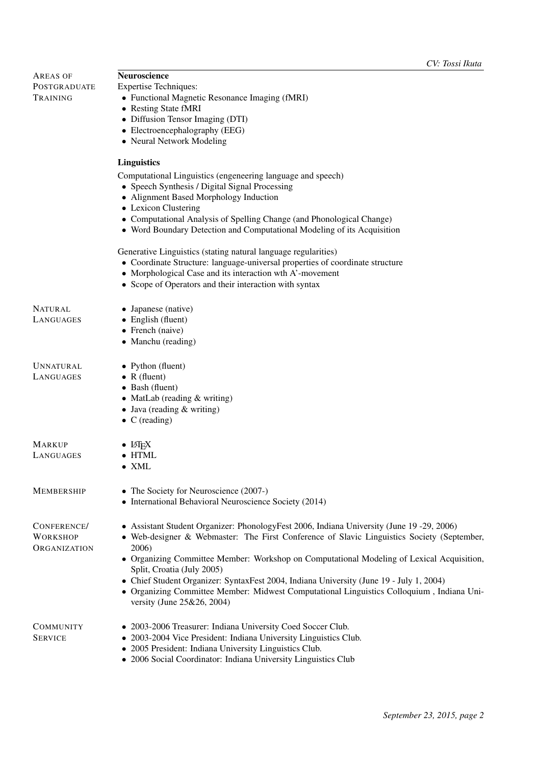## Areas of Postgraduate Training

**Neuroscience**

Expertise Techniques:

- Functional Magnetic Resonance Imaging (fMRI)
- Resting State fMRI
- Diffusion Tensor Imaging (DTI)
- Electroencephalography (EEG)
- Neural Network Modeling

**Linguistics**

Computational Linguistics (engeneering language and speech)

- Speech Synthesis / Digital Signal Processing
- Alignment Based Morphology Induction
- Lexicon Clustering
- Computational Analysis of Spelling Change (and Phonological Change)
- Word Boundary Detection and Computational Modeling of its Acquisition

Generative Linguistics (stating natural language regularities)

- Coordinate Structure: language-universal properties of coordinate structure
- Morphological Case and its interaction wth A'-movement
- Scope of Operators and their interaction with syntax

## Natural Languages

- Japanese (native)
- English (fluent)
- French (naive)
- Manchu (reading)

## Unnatural Languages

- Python (fluent)
- R (fluent)
- Bash (fluent)
- MatLab (reading & writing)
- Java (reading & writing)
- C (reading)

## Markup Languages

- LaTeX
- HTML
- XML

## Membership

- The Society for Neuroscience (2007-)
- International Behavioral Neuroscience Society (2014)

## Conference/Workshop Organization

- Assistant Student Organizer: PhonologyFest 2006, Indiana University (June 19 -29, 2006)
- Web-designer & Webmaster: The First Conference of Slavic Linguistics Society (September, 2006)
- Organizing Committee Member: Workshop on Computational Modeling of Lexical Acquisition, Split, Croatia (July 2005)
- Chief Student Organizer: SyntaxFest 2004, Indiana University (June 19 - July 1, 2004)
- Organizing Committee Member: Midwest Computational Linguistics Colloquium , Indiana University (June 25&26, 2004)

## Community Service

- 2003-2006 Treasurer: Indiana University Coed Soccer Club.
- 2003-2004 Vice President: Indiana University Linguistics Club.
- 2005 President: Indiana University Linguistics Club.
- 2006 Social Coordinator: Indiana University Linguistics Club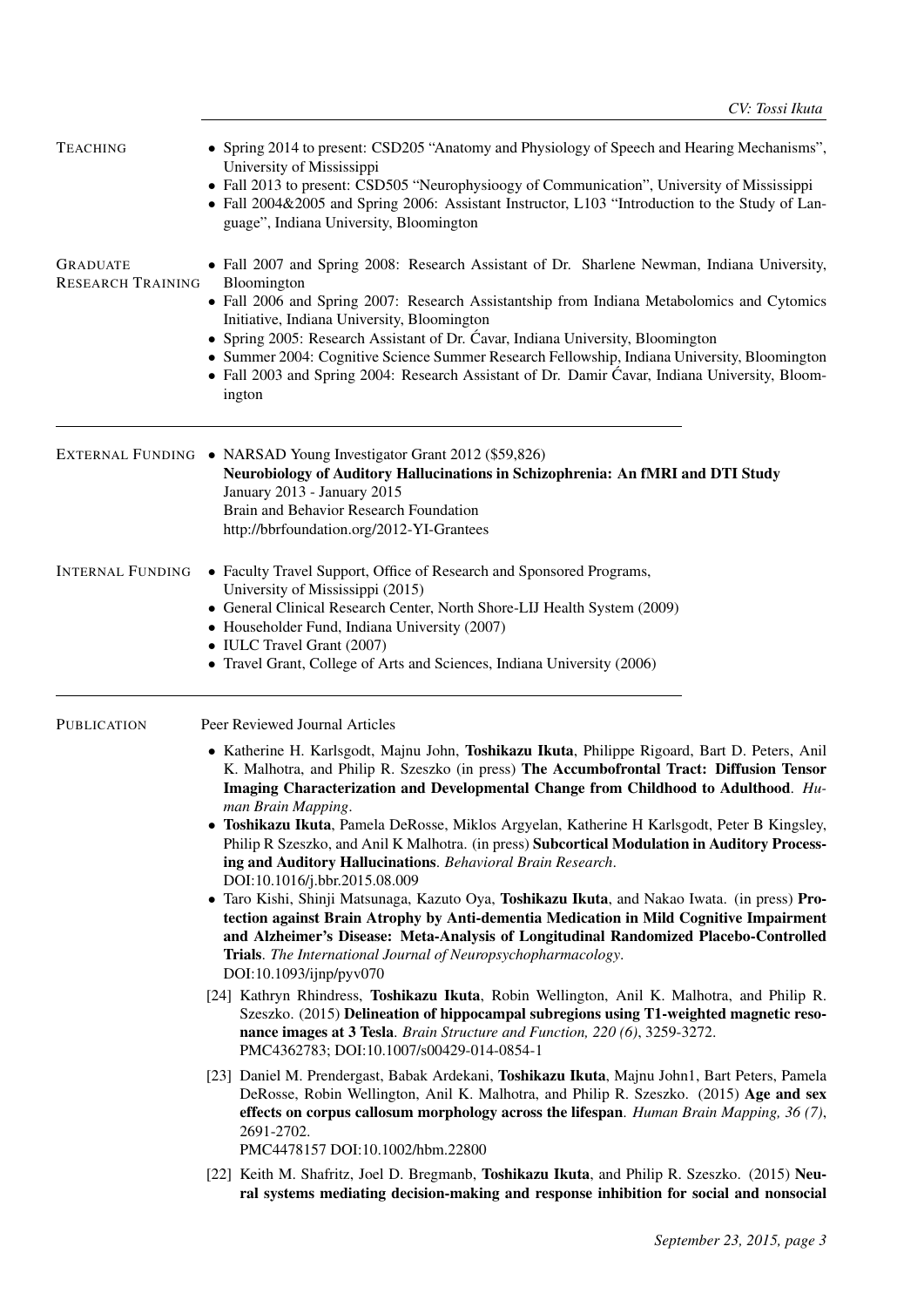## Teaching

- Spring 2014 to present: CSD205 "Anatomy and Physiology of Speech and Hearing Mechanisms", University of Mississippi
- Fall 2013 to present: CSD505 "Neurophysioogy of Communication", University of Mississippi
- Fall 2004&2005 and Spring 2006: Assistant Instructor, L103 "Introduction to the Study of Language", Indiana University, Bloomington

## Graduate Research Training

- Fall 2007 and Spring 2008: Research Assistant of Dr. Sharlene Newman, Indiana University, Bloomington
- Fall 2006 and Spring 2007: Research Assistantship from Indiana Metabolomics and Cytomics Initiative, Indiana University, Bloomington
- Spring 2005: Research Assistant of Dr. Ćavar, Indiana University, Bloomington
- Summer 2004: Cognitive Science Summer Research Fellowship, Indiana University, Bloomington
- Fall 2003 and Spring 2004: Research Assistant of Dr. Damir Ćavar, Indiana University, Bloomington

---

## External Funding

- NARSAD Young Investigator Grant 2012 ($59,826)
  **Neurobiology of Auditory Hallucinations in Schizophrenia: An fMRI and DTI Study**
  January 2013 - January 2015
  Brain and Behavior Research Foundation
  http://bbrfoundation.org/2012-YI-Grantees

## Internal Funding

- Faculty Travel Support, Office of Research and Sponsored Programs, University of Mississippi (2015)
- General Clinical Research Center, North Shore-LIJ Health System (2009)
- Householder Fund, Indiana University (2007)
- IULC Travel Grant (2007)
- Travel Grant, College of Arts and Sciences, Indiana University (2006)

---

## Publication

Peer Reviewed Journal Articles

- Katherine H. Karlsgodt, Majnu John, **Toshikazu Ikuta**, Philippe Rigoard, Bart D. Peters, Anil K. Malhotra, and Philip R. Szeszko (in press) **The Accumbofrontal Tract: Diffusion Tensor Imaging Characterization and Developmental Change from Childhood to Adulthood**. *Human Brain Mapping*.
- **Toshikazu Ikuta**, Pamela DeRosse, Miklos Argyelan, Katherine H Karlsgodt, Peter B Kingsley, Philip R Szeszko, and Anil K Malhotra. (in press) **Subcortical Modulation in Auditory Processing and Auditory Hallucinations**. *Behavioral Brain Research*. DOI:10.1016/j.bbr.2015.08.009
- Taro Kishi, Shinji Matsunaga, Kazuto Oya, **Toshikazu Ikuta**, and Nakao Iwata. (in press) **Protection against Brain Atrophy by Anti-dementia Medication in Mild Cognitive Impairment and Alzheimer's Disease: Meta-Analysis of Longitudinal Randomized Placebo-Controlled Trials**. *The International Journal of Neuropsychopharmacology*. DOI:10.1093/ijnp/pyv070

[24] Kathryn Rhindress, **Toshikazu Ikuta**, Robin Wellington, Anil K. Malhotra, and Philip R. Szeszko. (2015) **Delineation of hippocampal subregions using T1-weighted magnetic resonance images at 3 Tesla**. *Brain Structure and Function, 220 (6)*, 3259-3272. PMC4362783; DOI:10.1007/s00429-014-0854-1

[23] Daniel M. Prendergast, Babak Ardekani, **Toshikazu Ikuta**, Majnu John1, Bart Peters, Pamela DeRosse, Robin Wellington, Anil K. Malhotra, and Philip R. Szeszko. (2015) **Age and sex effects on corpus callosum morphology across the lifespan**. *Human Brain Mapping, 36 (7)*, 2691-2702. PMC4478157 DOI:10.1002/hbm.22800

[22] Keith M. Shafritz, Joel D. Bregmanb, **Toshikazu Ikuta**, and Philip R. Szeszko. (2015) **Neural systems mediating decision-making and response inhibition for social and nonsocial**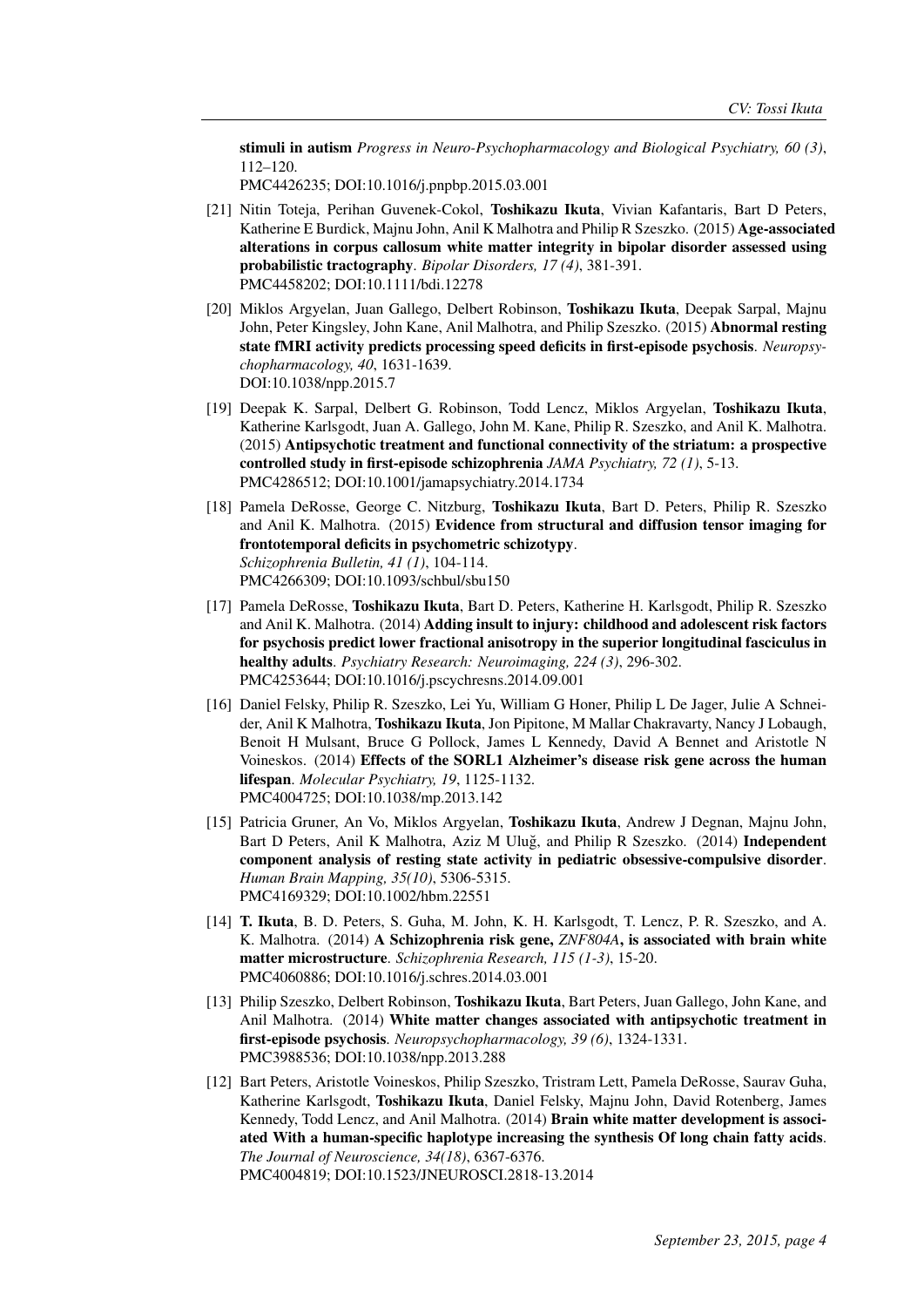**stimuli in autism** *Progress in Neuro-Psychopharmacology and Biological Psychiatry, 60 (3)*, 112–120.
PMC4426235; DOI:10.1016/j.pnpbp.2015.03.001

[21] Nitin Toteja, Perihan Guvenek-Cokol, **Toshikazu Ikuta**, Vivian Kafantaris, Bart D Peters, Katherine E Burdick, Majnu John, Anil K Malhotra and Philip R Szeszko. (2015) **Age-associated alterations in corpus callosum white matter integrity in bipolar disorder assessed using probabilistic tractography**. *Bipolar Disorders, 17 (4)*, 381-391.
PMC4458202; DOI:10.1111/bdi.12278

[20] Miklos Argyelan, Juan Gallego, Delbert Robinson, **Toshikazu Ikuta**, Deepak Sarpal, Majnu John, Peter Kingsley, John Kane, Anil Malhotra, and Philip Szeszko. (2015) **Abnormal resting state fMRI activity predicts processing speed deficits in first-episode psychosis**. *Neuropsychopharmacology, 40*, 1631-1639.
DOI:10.1038/npp.2015.7

[19] Deepak K. Sarpal, Delbert G. Robinson, Todd Lencz, Miklos Argyelan, **Toshikazu Ikuta**, Katherine Karlsgodt, Juan A. Gallego, John M. Kane, Philip R. Szeszko, and Anil K. Malhotra. (2015) **Antipsychotic treatment and functional connectivity of the striatum: a prospective controlled study in first-episode schizophrenia** *JAMA Psychiatry, 72 (1)*, 5-13.
PMC4286512; DOI:10.1001/jamapsychiatry.2014.1734

[18] Pamela DeRosse, George C. Nitzburg, **Toshikazu Ikuta**, Bart D. Peters, Philip R. Szeszko and Anil K. Malhotra. (2015) **Evidence from structural and diffusion tensor imaging for frontotemporal deficits in psychometric schizotypy**.
*Schizophrenia Bulletin, 41 (1)*, 104-114.
PMC4266309; DOI:10.1093/schbul/sbu150

[17] Pamela DeRosse, **Toshikazu Ikuta**, Bart D. Peters, Katherine H. Karlsgodt, Philip R. Szeszko and Anil K. Malhotra. (2014) **Adding insult to injury: childhood and adolescent risk factors for psychosis predict lower fractional anisotropy in the superior longitudinal fasciculus in healthy adults**. *Psychiatry Research: Neuroimaging, 224 (3)*, 296-302.
PMC4253644; DOI:10.1016/j.pscychresns.2014.09.001

[16] Daniel Felsky, Philip R. Szeszko, Lei Yu, William G Honer, Philip L De Jager, Julie A Schneider, Anil K Malhotra, **Toshikazu Ikuta**, Jon Pipitone, M Mallar Chakravarty, Nancy J Lobaugh, Benoit H Mulsant, Bruce G Pollock, James L Kennedy, David A Bennet and Aristotle N Voineskos. (2014) **Effects of the SORL1 Alzheimer's disease risk gene across the human lifespan**. *Molecular Psychiatry, 19*, 1125-1132.
PMC4004725; DOI:10.1038/mp.2013.142

[15] Patricia Gruner, An Vo, Miklos Argyelan, **Toshikazu Ikuta**, Andrew J Degnan, Majnu John, Bart D Peters, Anil K Malhotra, Aziz M Uluğ, and Philip R Szeszko. (2014) **Independent component analysis of resting state activity in pediatric obsessive-compulsive disorder**. *Human Brain Mapping, 35(10)*, 5306-5315.
PMC4169329; DOI:10.1002/hbm.22551

[14] **T. Ikuta**, B. D. Peters, S. Guha, M. John, K. H. Karlsgodt, T. Lencz, P. R. Szeszko, and A. K. Malhotra. (2014) **A Schizophrenia risk gene, *ZNF804A*, is associated with brain white matter microstructure**. *Schizophrenia Research, 115 (1-3)*, 15-20.
PMC4060886; DOI:10.1016/j.schres.2014.03.001

[13] Philip Szeszko, Delbert Robinson, **Toshikazu Ikuta**, Bart Peters, Juan Gallego, John Kane, and Anil Malhotra. (2014) **White matter changes associated with antipsychotic treatment in first-episode psychosis**. *Neuropsychopharmacology, 39 (6)*, 1324-1331.
PMC3988536; DOI:10.1038/npp.2013.288

[12] Bart Peters, Aristotle Voineskos, Philip Szeszko, Tristram Lett, Pamela DeRosse, Saurav Guha, Katherine Karlsgodt, **Toshikazu Ikuta**, Daniel Felsky, Majnu John, David Rotenberg, James Kennedy, Todd Lencz, and Anil Malhotra. (2014) **Brain white matter development is associated With a human-specific haplotype increasing the synthesis Of long chain fatty acids**. *The Journal of Neuroscience, 34(18)*, 6367-6376.
PMC4004819; DOI:10.1523/JNEUROSCI.2818-13.2014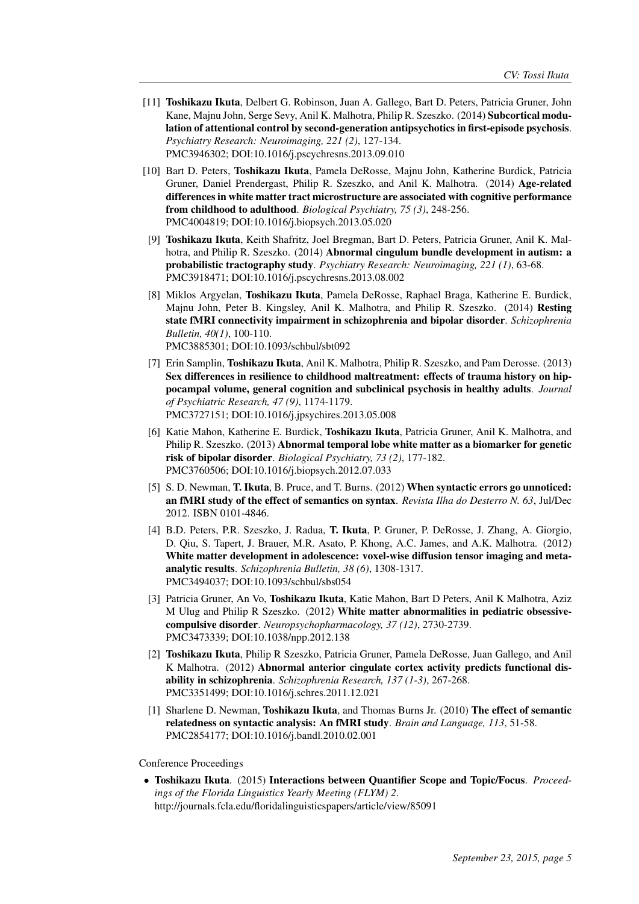[11] **Toshikazu Ikuta**, Delbert G. Robinson, Juan A. Gallego, Bart D. Peters, Patricia Gruner, John Kane, Majnu John, Serge Sevy, Anil K. Malhotra, Philip R. Szeszko. (2014) **Subcortical modulation of attentional control by second-generation antipsychotics in first-episode psychosis**. *Psychiatry Research: Neuroimaging, 221 (2)*, 127-134.
PMC3946302; DOI:10.1016/j.pscychresns.2013.09.010

[10] Bart D. Peters, **Toshikazu Ikuta**, Pamela DeRosse, Majnu John, Katherine Burdick, Patricia Gruner, Daniel Prendergast, Philip R. Szeszko, and Anil K. Malhotra. (2014) **Age-related differences in white matter tract microstructure are associated with cognitive performance from childhood to adulthood**. *Biological Psychiatry, 75 (3)*, 248-256.
PMC4004819; DOI:10.1016/j.biopsych.2013.05.020

[9] **Toshikazu Ikuta**, Keith Shafritz, Joel Bregman, Bart D. Peters, Patricia Gruner, Anil K. Malhotra, and Philip R. Szeszko. (2014) **Abnormal cingulum bundle development in autism: a probabilistic tractography study**. *Psychiatry Research: Neuroimaging, 221 (1)*, 63-68.
PMC3918471; DOI:10.1016/j.pscychresns.2013.08.002

[8] Miklos Argyelan, **Toshikazu Ikuta**, Pamela DeRosse, Raphael Braga, Katherine E. Burdick, Majnu John, Peter B. Kingsley, Anil K. Malhotra, and Philip R. Szeszko. (2014) **Resting state fMRI connectivity impairment in schizophrenia and bipolar disorder**. *Schizophrenia Bulletin, 40(1)*, 100-110.
PMC3885301; DOI:10.1093/schbul/sbt092

[7] Erin Samplin, **Toshikazu Ikuta**, Anil K. Malhotra, Philip R. Szeszko, and Pam Derosse. (2013) **Sex differences in resilience to childhood maltreatment: effects of trauma history on hippocampal volume, general cognition and subclinical psychosis in healthy adults**. *Journal of Psychiatric Research, 47 (9)*, 1174-1179.
PMC3727151; DOI:10.1016/j.jpsychires.2013.05.008

[6] Katie Mahon, Katherine E. Burdick, **Toshikazu Ikuta**, Patricia Gruner, Anil K. Malhotra, and Philip R. Szeszko. (2013) **Abnormal temporal lobe white matter as a biomarker for genetic risk of bipolar disorder**. *Biological Psychiatry, 73 (2)*, 177-182.
PMC3760506; DOI:10.1016/j.biopsych.2012.07.033

[5] S. D. Newman, **T. Ikuta**, B. Pruce, and T. Burns. (2012) **When syntactic errors go unnoticed: an fMRI study of the effect of semantics on syntax**. *Revista Ilha do Desterro N. 63*, Jul/Dec 2012. ISBN 0101-4846.

[4] B.D. Peters, P.R. Szeszko, J. Radua, **T. Ikuta**, P. Gruner, P. DeRosse, J. Zhang, A. Giorgio, D. Qiu, S. Tapert, J. Brauer, M.R. Asato, P. Khong, A.C. James, and A.K. Malhotra. (2012) **White matter development in adolescence: voxel-wise diffusion tensor imaging and meta-analytic results**. *Schizophrenia Bulletin, 38 (6)*, 1308-1317.
PMC3494037; DOI:10.1093/schbul/sbs054

[3] Patricia Gruner, An Vo, **Toshikazu Ikuta**, Katie Mahon, Bart D Peters, Anil K Malhotra, Aziz M Ulug and Philip R Szeszko. (2012) **White matter abnormalities in pediatric obsessive-compulsive disorder**. *Neuropsychopharmacology, 37 (12)*, 2730-2739.
PMC3473339; DOI:10.1038/npp.2012.138

[2] **Toshikazu Ikuta**, Philip R Szeszko, Patricia Gruner, Pamela DeRosse, Juan Gallego, and Anil K Malhotra. (2012) **Abnormal anterior cingulate cortex activity predicts functional disability in schizophrenia**. *Schizophrenia Research, 137 (1-3)*, 267-268.
PMC3351499; DOI:10.1016/j.schres.2011.12.021

[1] Sharlene D. Newman, **Toshikazu Ikuta**, and Thomas Burns Jr. (2010) **The effect of semantic relatedness on syntactic analysis: An fMRI study**. *Brain and Language, 113*, 51-58.
PMC2854177; DOI:10.1016/j.bandl.2010.02.001

Conference Proceedings

- **Toshikazu Ikuta**. (2015) **Interactions between Quantifier Scope and Topic/Focus**. *Proceedings of the Florida Linguistics Yearly Meeting (FLYM) 2*.
http://journals.fcla.edu/floridalinguisticspapers/article/view/85091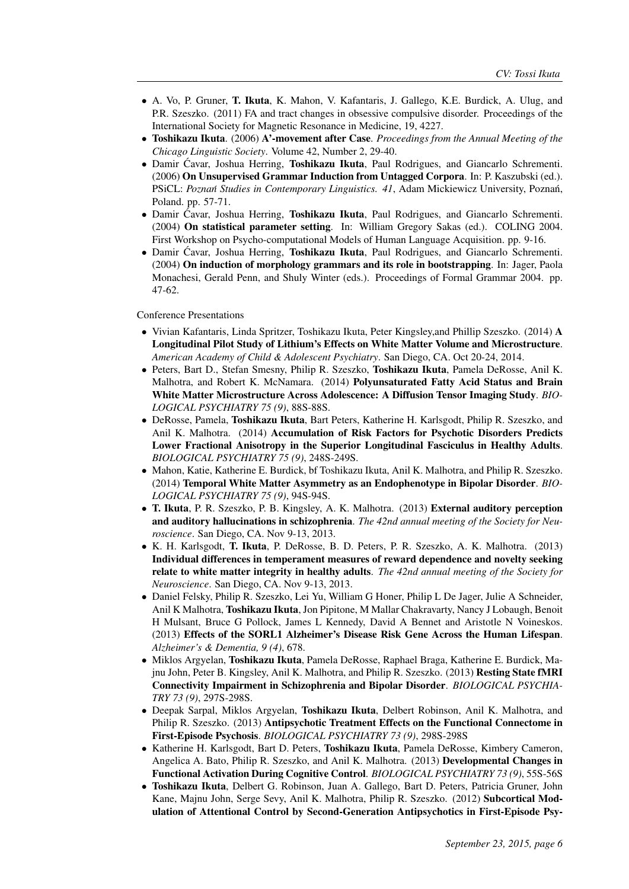- A. Vo, P. Gruner, **T. Ikuta**, K. Mahon, V. Kafantaris, J. Gallego, K.E. Burdick, A. Ulug, and P.R. Szeszko. (2011) FA and tract changes in obsessive compulsive disorder. Proceedings of the International Society for Magnetic Resonance in Medicine, 19, 4227.
- **Toshikazu Ikuta**. (2006) **A'-movement after Case**. *Proceedings from the Annual Meeting of the Chicago Linguistic Society*. Volume 42, Number 2, 29-40.
- Damir Ćavar, Joshua Herring, **Toshikazu Ikuta**, Paul Rodrigues, and Giancarlo Schrementi. (2006) **On Unsupervised Grammar Induction from Untagged Corpora**. In: P. Kaszubski (ed.). PSiCL: *Poznań Studies in Contemporary Linguistics. 41*, Adam Mickiewicz University, Poznań, Poland. pp. 57-71.
- Damir Ćavar, Joshua Herring, **Toshikazu Ikuta**, Paul Rodrigues, and Giancarlo Schrementi. (2004) **On statistical parameter setting**. In: William Gregory Sakas (ed.). COLING 2004. First Workshop on Psycho-computational Models of Human Language Acquisition. pp. 9-16.
- Damir Ćavar, Joshua Herring, **Toshikazu Ikuta**, Paul Rodrigues, and Giancarlo Schrementi. (2004) **On induction of morphology grammars and its role in bootstrapping**. In: Jager, Paola Monachesi, Gerald Penn, and Shuly Winter (eds.). Proceedings of Formal Grammar 2004. pp. 47-62.

Conference Presentations

- Vivian Kafantaris, Linda Spritzer, Toshikazu Ikuta, Peter Kingsley,and Phillip Szeszko. (2014) **A Longitudinal Pilot Study of Lithium's Effects on White Matter Volume and Microstructure**. *American Academy of Child & Adolescent Psychiatry*. San Diego, CA. Oct 20-24, 2014.
- Peters, Bart D., Stefan Smesny, Philip R. Szeszko, **Toshikazu Ikuta**, Pamela DeRosse, Anil K. Malhotra, and Robert K. McNamara. (2014) **Polyunsaturated Fatty Acid Status and Brain White Matter Microstructure Across Adolescence: A Diffusion Tensor Imaging Study**. *BIOLOGICAL PSYCHIATRY 75 (9)*, 88S-88S.
- DeRosse, Pamela, **Toshikazu Ikuta**, Bart Peters, Katherine H. Karlsgodt, Philip R. Szeszko, and Anil K. Malhotra. (2014) **Accumulation of Risk Factors for Psychotic Disorders Predicts Lower Fractional Anisotropy in the Superior Longitudinal Fasciculus in Healthy Adults**. *BIOLOGICAL PSYCHIATRY 75 (9)*, 248S-249S.
- Mahon, Katie, Katherine E. Burdick, bf Toshikazu Ikuta, Anil K. Malhotra, and Philip R. Szeszko. (2014) **Temporal White Matter Asymmetry as an Endophenotype in Bipolar Disorder**. *BIOLOGICAL PSYCHIATRY 75 (9)*, 94S-94S.
- **T. Ikuta**, P. R. Szeszko, P. B. Kingsley, A. K. Malhotra. (2013) **External auditory perception and auditory hallucinations in schizophrenia**. *The 42nd annual meeting of the Society for Neuroscience*. San Diego, CA. Nov 9-13, 2013.
- K. H. Karlsgodt, **T. Ikuta**, P. DeRosse, B. D. Peters, P. R. Szeszko, A. K. Malhotra. (2013) **Individual differences in temperament measures of reward dependence and novelty seeking relate to white matter integrity in healthy adults**. *The 42nd annual meeting of the Society for Neuroscience*. San Diego, CA. Nov 9-13, 2013.
- Daniel Felsky, Philip R. Szeszko, Lei Yu, William G Honer, Philip L De Jager, Julie A Schneider, Anil K Malhotra, **Toshikazu Ikuta**, Jon Pipitone, M Mallar Chakravarty, Nancy J Lobaugh, Benoit H Mulsant, Bruce G Pollock, James L Kennedy, David A Bennet and Aristotle N Voineskos. (2013) **Effects of the SORL1 Alzheimer's Disease Risk Gene Across the Human Lifespan**. *Alzheimer's & Dementia, 9 (4)*, 678.
- Miklos Argyelan, **Toshikazu Ikuta**, Pamela DeRosse, Raphael Braga, Katherine E. Burdick, Majnu John, Peter B. Kingsley, Anil K. Malhotra, and Philip R. Szeszko. (2013) **Resting State fMRI Connectivity Impairment in Schizophrenia and Bipolar Disorder**. *BIOLOGICAL PSYCHIATRY 73 (9)*, 297S-298S.
- Deepak Sarpal, Miklos Argyelan, **Toshikazu Ikuta**, Delbert Robinson, Anil K. Malhotra, and Philip R. Szeszko. (2013) **Antipsychotic Treatment Effects on the Functional Connectome in First-Episode Psychosis**. *BIOLOGICAL PSYCHIATRY 73 (9)*, 298S-298S
- Katherine H. Karlsgodt, Bart D. Peters, **Toshikazu Ikuta**, Pamela DeRosse, Kimbery Cameron, Angelica A. Bato, Philip R. Szeszko, and Anil K. Malhotra. (2013) **Developmental Changes in Functional Activation During Cognitive Control**. *BIOLOGICAL PSYCHIATRY 73 (9)*, 55S-56S
- **Toshikazu Ikuta**, Delbert G. Robinson, Juan A. Gallego, Bart D. Peters, Patricia Gruner, John Kane, Majnu John, Serge Sevy, Anil K. Malhotra, Philip R. Szeszko. (2012) **Subcortical Modulation of Attentional Control by Second-Generation Antipsychotics in First-Episode Psy-**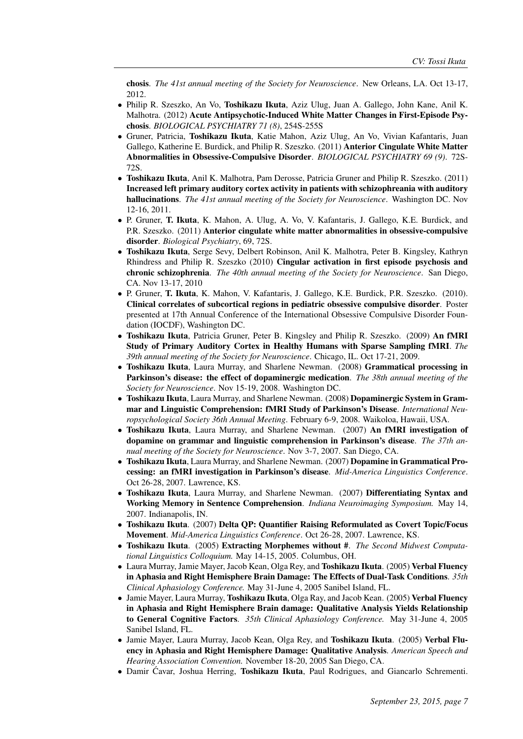**chosis**. *The 41st annual meeting of the Society for Neuroscience*. New Orleans, LA. Oct 13-17, 2012.

- Philip R. Szeszko, An Vo, **Toshikazu Ikuta**, Aziz Ulug, Juan A. Gallego, John Kane, Anil K. Malhotra. (2012) **Acute Antipsychotic-Induced White Matter Changes in First-Episode Psychosis**. *BIOLOGICAL PSYCHIATRY 71 (8)*, 254S-255S
- Gruner, Patricia, **Toshikazu Ikuta**, Katie Mahon, Aziz Ulug, An Vo, Vivian Kafantaris, Juan Gallego, Katherine E. Burdick, and Philip R. Szeszko. (2011) **Anterior Cingulate White Matter Abnormalities in Obsessive-Compulsive Disorder**. *BIOLOGICAL PSYCHIATRY 69 (9)*. 72S-72S.
- **Toshikazu Ikuta**, Anil K. Malhotra, Pam Derosse, Patricia Gruner and Philip R. Szeszko. (2011) **Increased left primary auditory cortex activity in patients with schizophreania with auditory hallucinations**. *The 41st annual meeting of the Society for Neuroscience*. Washington DC. Nov 12-16, 2011.
- P. Gruner, **T. Ikuta**, K. Mahon, A. Ulug, A. Vo, V. Kafantaris, J. Gallego, K.E. Burdick, and P.R. Szeszko. (2011) **Anterior cingulate white matter abnormalities in obsessive-compulsive disorder**. *Biological Psychiatry*, 69, 72S.
- **Toshikazu Ikuta**, Serge Sevy, Delbert Robinson, Anil K. Malhotra, Peter B. Kingsley, Kathryn Rhindress and Philip R. Szeszko (2010) **Cingular activation in first episode psychosis and chronic schizophrenia**. *The 40th annual meeting of the Society for Neuroscience*. San Diego, CA. Nov 13-17, 2010
- P. Gruner, **T. Ikuta**, K. Mahon, V. Kafantaris, J. Gallego, K.E. Burdick, P.R. Szeszko. (2010). **Clinical correlates of subcortical regions in pediatric obsessive compulsive disorder**. Poster presented at 17th Annual Conference of the International Obsessive Compulsive Disorder Foundation (IOCDF), Washington DC.
- **Toshikazu Ikuta**, Patricia Gruner, Peter B. Kingsley and Philip R. Szeszko. (2009) **An fMRI Study of Primary Auditory Cortex in Healthy Humans with Sparse Sampling fMRI**. *The 39th annual meeting of the Society for Neuroscience*. Chicago, IL. Oct 17-21, 2009.
- **Toshikazu Ikuta**, Laura Murray, and Sharlene Newman. (2008) **Grammatical processing in Parkinson's disease: the effect of dopaminergic medication**. *The 38th annual meeting of the Society for Neuroscience*. Nov 15-19, 2008. Washington DC.
- **Toshikazu Ikuta**, Laura Murray, and Sharlene Newman. (2008) **Dopaminergic System in Grammar and Linguistic Comprehension: fMRI Study of Parkinson's Disease**. *International Neuropsychological Society 36th Annual Meeting*. February 6-9, 2008. Waikoloa, Hawaii, USA.
- **Toshikazu Ikuta**, Laura Murray, and Sharlene Newman. (2007) **An fMRI investigation of dopamine on grammar and linguistic comprehension in Parkinson's disease**. *The 37th annual meeting of the Society for Neuroscience*. Nov 3-7, 2007. San Diego, CA.
- **Toshikazu Ikuta**, Laura Murray, and Sharlene Newman. (2007) **Dopamine in Grammatical Processing: an fMRI investigation in Parkinson's disease**. *Mid-America Linguistics Conference*. Oct 26-28, 2007. Lawrence, KS.
- **Toshikazu Ikuta**, Laura Murray, and Sharlene Newman. (2007) **Differentiating Syntax and Working Memory in Sentence Comprehension**. *Indiana Neuroimaging Symposium.* May 14, 2007. Indianapolis, IN.
- **Toshikazu Ikuta**. (2007) **Delta QP: Quantifier Raising Reformulated as Covert Topic/Focus Movement**. *Mid-America Linguistics Conference*. Oct 26-28, 2007. Lawrence, KS.
- **Toshikazu Ikuta**. (2005) **Extracting Morphemes without #**. *The Second Midwest Computational Linguistics Colloquium.* May 14-15, 2005. Columbus, OH.
- Laura Murray, Jamie Mayer, Jacob Kean, Olga Rey, and **Toshikazu Ikuta**. (2005) **Verbal Fluency in Aphasia and Right Hemisphere Brain Damage: The Effects of Dual-Task Conditions**. *35th Clinical Aphasiology Conference.* May 31-June 4, 2005 Sanibel Island, FL.
- Jamie Mayer, Laura Murray, **Toshikazu Ikuta**, Olga Ray, and Jacob Kean. (2005) **Verbal Fluency in Aphasia and Right Hemisphere Brain damage: Qualitative Analysis Yields Relationship to General Cognitive Factors**. *35th Clinical Aphasiology Conference.* May 31-June 4, 2005 Sanibel Island, FL.
- Jamie Mayer, Laura Murray, Jacob Kean, Olga Rey, and **Toshikazu Ikuta**. (2005) **Verbal Fluency in Aphasia and Right Hemisphere Damage: Qualitative Analysis**. *American Speech and Hearing Association Convention.* November 18-20, 2005 San Diego, CA.
- Damir Ćavar, Joshua Herring, **Toshikazu Ikuta**, Paul Rodrigues, and Giancarlo Schrementi.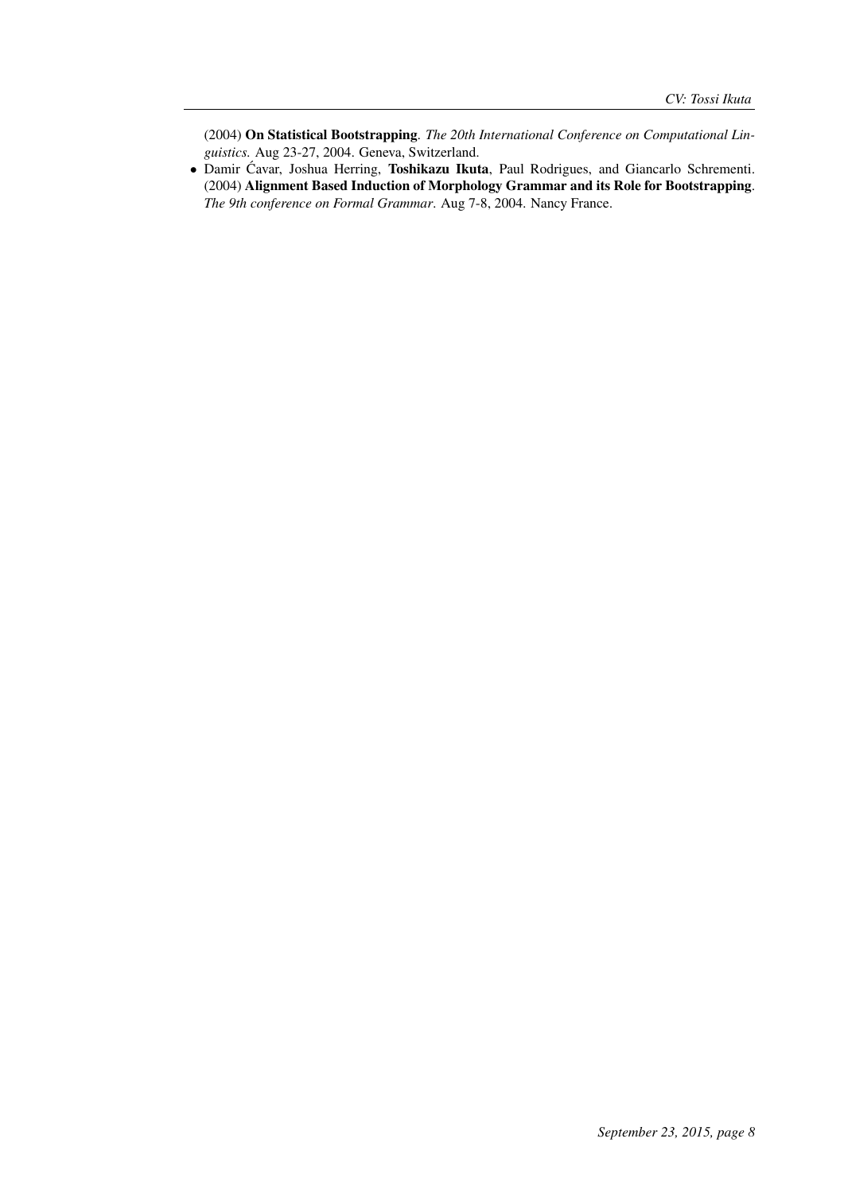(2004) **On Statistical Bootstrapping**. *The 20th International Conference on Computational Linguistics.* Aug 23-27, 2004. Geneva, Switzerland.

- Damir Ćavar, Joshua Herring, **Toshikazu Ikuta**, Paul Rodrigues, and Giancarlo Schrementi. (2004) **Alignment Based Induction of Morphology Grammar and its Role for Bootstrapping**. *The 9th conference on Formal Grammar*. Aug 7-8, 2004. Nancy France.